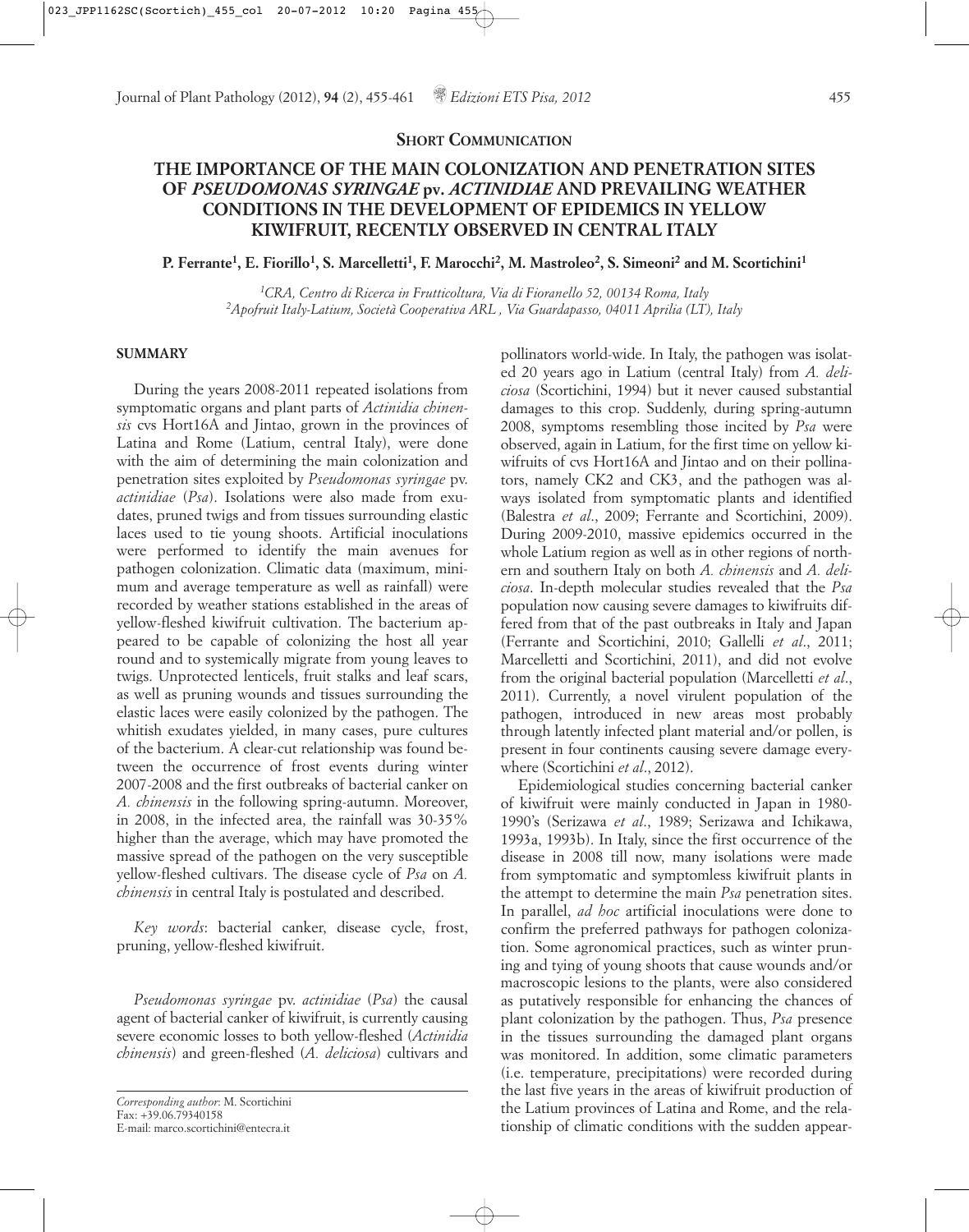**SHORT COMMUNICATION**

# THE IMPORTANCE OF THE MAIN COLONIZATION AND PENETRATION SITES OF *PSEUDOMONAS SYRINGAE* pv. *ACTINIDIAE* AND PREVAILING WEATHER CONDITIONS IN THE DEVELOPMENT OF EPIDEMICS IN YELLOW KIWIFRUIT, RECENTLY OBSERVED IN CENTRAL ITALY

**P. Ferrante[1], E. Fiorillo[1], S. Marcelletti[1], F. Marocchi[2], M. Mastroleo[2], S. Simeoni[2] and M. Scortichini[1]**

[1]*CRA, Centro di Ricerca in Frutticoltura, Via di Fioranello 52, 00134 Roma, Italy*
[2]*Apofruit Italy-Latium, Società Cooperativa ARL , Via Guardapasso, 04011 Aprilia (LT), Italy*

## SUMMARY

During the years 2008-2011 repeated isolations from symptomatic organs and plant parts of *Actinidia chinensis* cvs Hort16A and Jintao, grown in the provinces of Latina and Rome (Latium, central Italy), were done with the aim of determining the main colonization and penetration sites exploited by *Pseudomonas syringae* pv. *actinidiae* (*Psa*). Isolations were also made from exudates, pruned twigs and from tissues surrounding elastic laces used to tie young shoots. Artificial inoculations were performed to identify the main avenues for pathogen colonization. Climatic data (maximum, minimum and average temperature as well as rainfall) were recorded by weather stations established in the areas of yellow-fleshed kiwifruit cultivation. The bacterium appeared to be capable of colonizing the host all year round and to systemically migrate from young leaves to twigs. Unprotected lenticels, fruit stalks and leaf scars, as well as pruning wounds and tissues surrounding the elastic laces were easily colonized by the pathogen. The whitish exudates yielded, in many cases, pure cultures of the bacterium. A clear-cut relationship was found between the occurrence of frost events during winter 2007-2008 and the first outbreaks of bacterial canker on *A. chinensis* in the following spring-autumn. Moreover, in 2008, in the infected area, the rainfall was 30-35% higher than the average, which may have promoted the massive spread of the pathogen on the very susceptible yellow-fleshed cultivars. The disease cycle of *Psa* on *A. chinensis* in central Italy is postulated and described.

*Key words*: bacterial canker, disease cycle, frost, pruning, yellow-fleshed kiwifruit.

*Pseudomonas syringae* pv. *actinidiae* (*Psa*) the causal agent of bacterial canker of kiwifruit, is currently causing severe economic losses to both yellow-fleshed (*Actinidia chinensis*) and green-fleshed (*A. deliciosa*) cultivars and pollinators world-wide. In Italy, the pathogen was isolated 20 years ago in Latium (central Italy) from *A. deliciosa* (Scortichini, 1994) but it never caused substantial damages to this crop. Suddenly, during spring-autumn 2008, symptoms resembling those incited by *Psa* were observed, again in Latium, for the first time on yellow kiwifruits of cvs Hort16A and Jintao and on their pollinators, namely CK2 and CK3, and the pathogen was always isolated from symptomatic plants and identified (Balestra *et al*., 2009; Ferrante and Scortichini, 2009). During 2009-2010, massive epidemics occurred in the whole Latium region as well as in other regions of northern and southern Italy on both *A. chinensis* and *A. deliciosa*. In-depth molecular studies revealed that the *Psa* population now causing severe damages to kiwifruits differed from that of the past outbreaks in Italy and Japan (Ferrante and Scortichini, 2010; Gallelli *et al*., 2011; Marcelletti and Scortichini, 2011), and did not evolve from the original bacterial population (Marcelletti *et al*., 2011). Currently, a novel virulent population of the pathogen, introduced in new areas most probably through latently infected plant material and/or pollen, is present in four continents causing severe damage everywhere (Scortichini *et al*., 2012).

Epidemiological studies concerning bacterial canker of kiwifruit were mainly conducted in Japan in 1980-1990's (Serizawa *et al*., 1989; Serizawa and Ichikawa, 1993a, 1993b). In Italy, since the first occurrence of the disease in 2008 till now, many isolations were made from symptomatic and symptomless kiwifruit plants in the attempt to determine the main *Psa* penetration sites. In parallel, *ad hoc* artificial inoculations were done to confirm the preferred pathways for pathogen colonization. Some agronomical practices, such as winter pruning and tying of young shoots that cause wounds and/or macroscopic lesions to the plants, were also considered as putatively responsible for enhancing the chances of plant colonization by the pathogen. Thus, *Psa* presence in the tissues surrounding the damaged plant organs was monitored. In addition, some climatic parameters (i.e. temperature, precipitations) were recorded during the last five years in the areas of kiwifruit production of the Latium provinces of Latina and Rome, and the relationship of climatic conditions with the sudden appear-

*Corresponding author*: M. Scortichini
Fax: +39.06.79340158
E-mail: marco.scortichini@entecra.it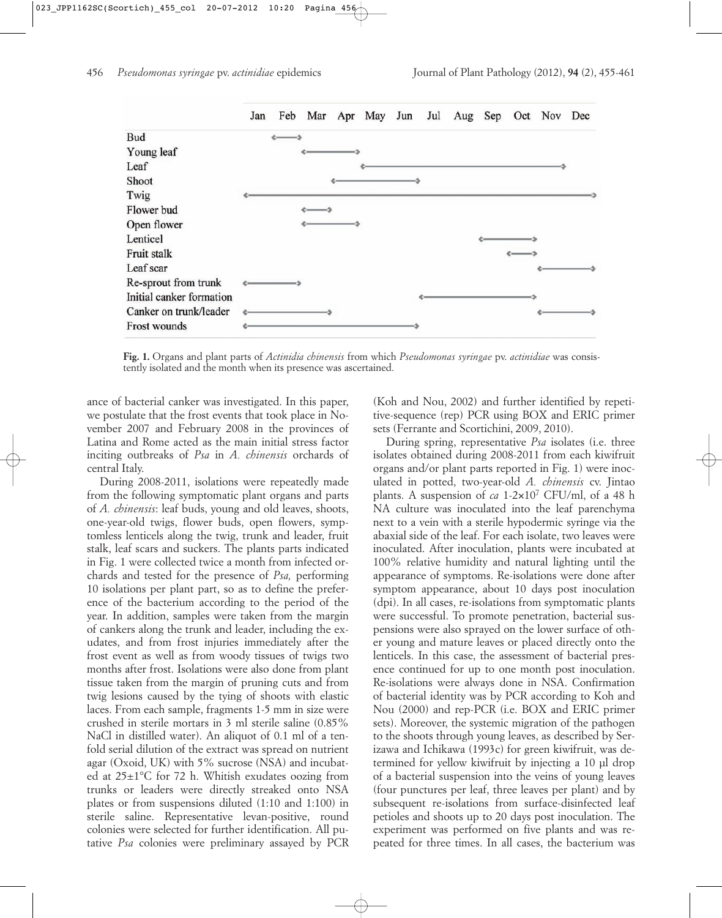Jan Feb Mar Apr May Jun Jul Aug Sep Oct Nov Dec

Bud

Young leaf

Leaf

Shoot

Twig

Flower bud

Open flower

Lenticel

Fruit stalk

Leaf scar

Re-sprout from trunk

Initial canker formation

Canker on trunk/leader

Frost wounds

**Fig. 1.** Organs and plant parts of *Actinidia chinensis* from which *Pseudomonas syringae* pv. *actinidiae* was consistently isolated and the month when its presence was ascertained.

ance of bacterial canker was investigated. In this paper, we postulate that the frost events that took place in November 2007 and February 2008 in the provinces of Latina and Rome acted as the main initial stress factor inciting outbreaks of *Psa* in *A. chinensis* orchards of central Italy.

During 2008-2011, isolations were repeatedly made from the following symptomatic plant organs and parts of *A. chinensis*: leaf buds, young and old leaves, shoots, one-year-old twigs, flower buds, open flowers, symptomless lenticels along the twig, trunk and leader, fruit stalk, leaf scars and suckers. The plants parts indicated in Fig. 1 were collected twice a month from infected orchards and tested for the presence of *Psa,* performing 10 isolations per plant part, so as to define the preference of the bacterium according to the period of the year. In addition, samples were taken from the margin of cankers along the trunk and leader, including the exudates, and from frost injuries immediately after the frost event as well as from woody tissues of twigs two months after frost. Isolations were also done from plant tissue taken from the margin of pruning cuts and from twig lesions caused by the tying of shoots with elastic laces. From each sample, fragments 1-5 mm in size were crushed in sterile mortars in 3 ml sterile saline (0.85% NaCl in distilled water). An aliquot of 0.1 ml of a tenfold serial dilution of the extract was spread on nutrient agar (Oxoid, UK) with 5% sucrose (NSA) and incubated at 25±1°C for 72 h. Whitish exudates oozing from trunks or leaders were directly streaked onto NSA plates or from suspensions diluted (1:10 and 1:100) in sterile saline. Representative levan-positive, round colonies were selected for further identification. All putative *Psa* colonies were preliminary assayed by PCR (Koh and Nou, 2002) and further identified by repetitive-sequence (rep) PCR using BOX and ERIC primer sets (Ferrante and Scortichini, 2009, 2010).

During spring, representative *Psa* isolates (i.e. three isolates obtained during 2008-2011 from each kiwifruit organs and/or plant parts reported in Fig. 1) were inoculated in potted, two-year-old *A. chinensis* cv. Jintao plants. A suspension of *ca* 1-2×$10^7$ CFU/ml, of a 48 h NA culture was inoculated into the leaf parenchyma next to a vein with a sterile hypodermic syringe via the abaxial side of the leaf. For each isolate, two leaves were inoculated. After inoculation, plants were incubated at 100% relative humidity and natural lighting until the appearance of symptoms. Re-isolations were done after symptom appearance, about 10 days post inoculation (dpi). In all cases, re-isolations from symptomatic plants were successful. To promote penetration, bacterial suspensions were also sprayed on the lower surface of other young and mature leaves or placed directly onto the lenticels. In this case, the assessment of bacterial presence continued for up to one month post inoculation. Re-isolations were always done in NSA. Confirmation of bacterial identity was by PCR according to Koh and Nou (2000) and rep-PCR (i.e. BOX and ERIC primer sets). Moreover, the systemic migration of the pathogen to the shoots through young leaves, as described by Serizawa and Ichikawa (1993c) for green kiwifruit, was determined for yellow kiwifruit by injecting a 10 µl drop of a bacterial suspension into the veins of young leaves (four punctures per leaf, three leaves per plant) and by subsequent re-isolations from surface-disinfected leaf petioles and shoots up to 20 days post inoculation. The experiment was performed on five plants and was repeated for three times. In all cases, the bacterium was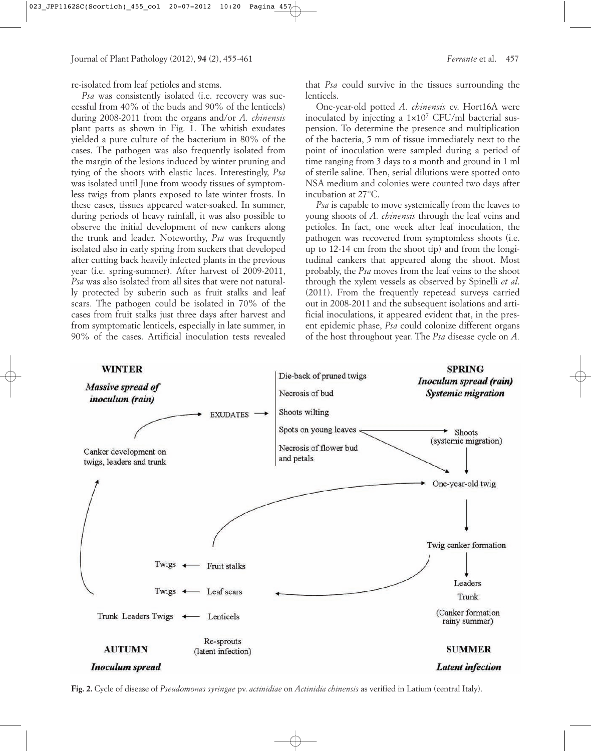re-isolated from leaf petioles and stems.

*Psa* was consistently isolated (i.e. recovery was successful from 40% of the buds and 90% of the lenticels) during 2008-2011 from the organs and/or *A. chinensis* plant parts as shown in Fig. 1. The whitish exudates yielded a pure culture of the bacterium in 80% of the cases. The pathogen was also frequently isolated from the margin of the lesions induced by winter pruning and tying of the shoots with elastic laces. Interestingly, *Psa* was isolated until June from woody tissues of symptomless twigs from plants exposed to late winter frosts. In these cases, tissues appeared water-soaked. In summer, during periods of heavy rainfall, it was also possible to observe the initial development of new cankers along the trunk and leader. Noteworthy, *Psa* was frequently isolated also in early spring from suckers that developed after cutting back heavily infected plants in the previous year (i.e. spring-summer). After harvest of 2009-2011, *Psa* was also isolated from all sites that were not naturally protected by suberin such as fruit stalks and leaf scars. The pathogen could be isolated in 70% of the cases from fruit stalks just three days after harvest and from symptomatic lenticels, especially in late summer, in 90% of the cases. Artificial inoculation tests revealed that *Psa* could survive in the tissues surrounding the lenticels.

One-year-old potted *A. chinensis* cv. Hort16A were inoculated by injecting a $1{\times}10^7$ CFU/ml bacterial suspension. To determine the presence and multiplication of the bacteria, 5 mm of tissue immediately next to the point of inoculation were sampled during a period of time ranging from 3 days to a month and ground in 1 ml of sterile saline. Then, serial dilutions were spotted onto NSA medium and colonies were counted two days after incubation at 27°C.

*Psa* is capable to move systemically from the leaves to young shoots of *A. chinensis* through the leaf veins and petioles. In fact, one week after leaf inoculation, the pathogen was recovered from symptomless shoots (i.e. up to 12-14 cm from the shoot tip) and from the longitudinal cankers that appeared along the shoot. Most probably, the *Psa* moves from the leaf veins to the shoot through the xylem vessels as observed by Spinelli *et al.* (2011). From the frequently repetead surveys carried out in 2008-2011 and the subsequent isolations and artificial inoculations, it appeared evident that, in the present epidemic phase, *Psa* could colonize different organs of the host throughout year. The *Psa* disease cycle on *A.*

WINTER
*Massive spread of inoculum (rain)*
Canker development on twigs, leaders and trunk
EXUDATES
Die-back of pruned twigs
Necrosis of bud
Shoots wilting
Spots on young leaves
Necrosis of flower bud and petals
SPRING
*Inoculum spread (rain)*
*Systemic migration*
Shoots (systemic migration)
One-year-old twig
Twig canker formation
Leaders
Trunk
(Canker formation rainy summer)
Twigs ← Fruit stalks
Twigs ← Leaf scars
Trunk Leaders Twigs ← Lenticels
Re-sprouts (latent infection)
AUTUMN
*Inoculum spread*
SUMMER
*Latent infection*

**Fig. 2.** Cycle of disease of *Pseudomonas syringae* pv. *actinidiae* on *Actinidia chinensis* as verified in Latium (central Italy).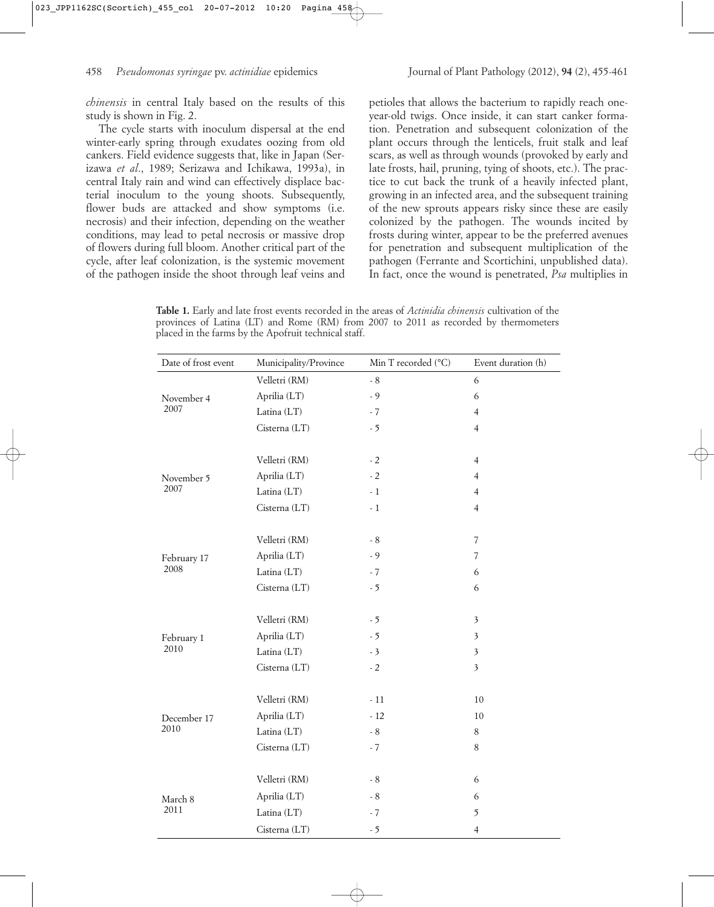*chinensis* in central Italy based on the results of this study is shown in Fig. 2.

The cycle starts with inoculum dispersal at the end winter-early spring through exudates oozing from old cankers. Field evidence suggests that, like in Japan (Serizawa *et al*., 1989; Serizawa and Ichikawa, 1993a), in central Italy rain and wind can effectively displace bacterial inoculum to the young shoots. Subsequently, flower buds are attacked and show symptoms (i.e. necrosis) and their infection, depending on the weather conditions, may lead to petal necrosis or massive drop of flowers during full bloom. Another critical part of the cycle, after leaf colonization, is the systemic movement of the pathogen inside the shoot through leaf veins and petioles that allows the bacterium to rapidly reach one-year-old twigs. Once inside, it can start canker formation. Penetration and subsequent colonization of the plant occurs through the lenticels, fruit stalk and leaf scars, as well as through wounds (provoked by early and late frosts, hail, pruning, tying of shoots, etc.). The practice to cut back the trunk of a heavily infected plant, growing in an infected area, and the subsequent training of the new sprouts appears risky since these are easily colonized by the pathogen. The wounds incited by frosts during winter, appear to be the preferred avenues for penetration and subsequent multiplication of the pathogen (Ferrante and Scortichini, unpublished data). In fact, once the wound is penetrated, *Psa* multiplies in

**Table 1.** Early and late frost events recorded in the areas of *Actinidia chinensis* cultivation of the provinces of Latina (LT) and Rome (RM) from 2007 to 2011 as recorded by thermometers placed in the farms by the Apofruit technical staff.

| Date of frost event | Municipality/Province | Min T recorded (°C) | Event duration (h) |
|---|---|---|---|
| November 4 2007 | Velletri (RM) | - 8 | 6 |
| | Aprilia (LT) | - 9 | 6 |
| | Latina (LT) | - 7 | 4 |
| | Cisterna (LT) | - 5 | 4 |
| November 5 2007 | Velletri (RM) | - 2 | 4 |
| | Aprilia (LT) | - 2 | 4 |
| | Latina (LT) | - 1 | 4 |
| | Cisterna (LT) | - 1 | 4 |
| February 17 2008 | Velletri (RM) | - 8 | 7 |
| | Aprilia (LT) | - 9 | 7 |
| | Latina (LT) | - 7 | 6 |
| | Cisterna (LT) | - 5 | 6 |
| February 1 2010 | Velletri (RM) | - 5 | 3 |
| | Aprilia (LT) | - 5 | 3 |
| | Latina (LT) | - 3 | 3 |
| | Cisterna (LT) | - 2 | 3 |
| December 17 2010 | Velletri (RM) | - 11 | 10 |
| | Aprilia (LT) | - 12 | 10 |
| | Latina (LT) | - 8 | 8 |
| | Cisterna (LT) | - 7 | 8 |
| March 8 2011 | Velletri (RM) | - 8 | 6 |
| | Aprilia (LT) | - 8 | 6 |
| | Latina (LT) | - 7 | 5 |
| | Cisterna (LT) | - 5 | 4 |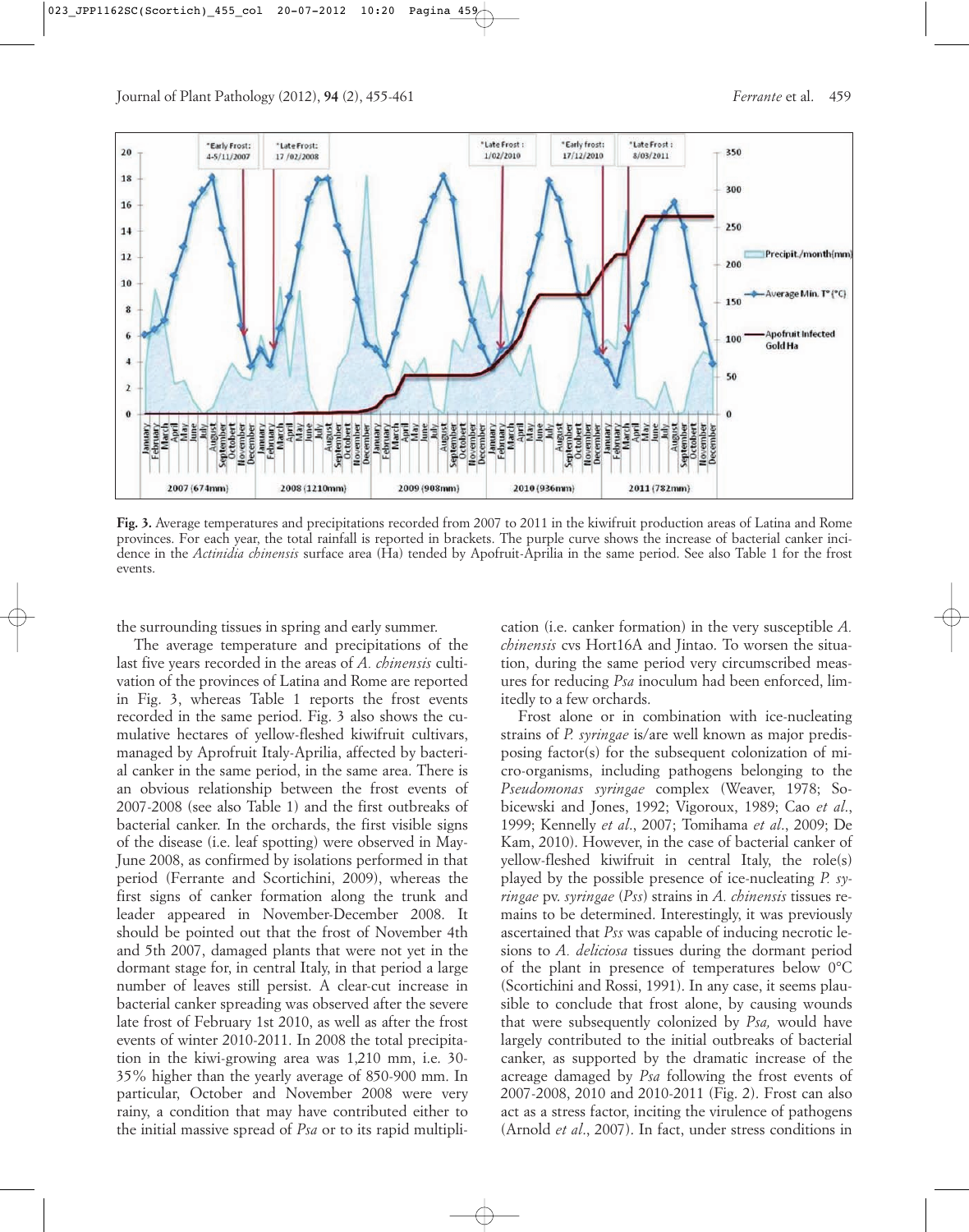*Early Frost: 4-5/11/2007

*Late Frost: 17/02/2008

*Late Frost: 1/02/2010

*Early frost: 17/12/2010

*Late Frost: 8/03/2011

20 18 16 14 12 10 8 6 4 2 0

350 300 250 200 150 100 50 0

Precipit./month(mm)

Average Min. T° (°C)

Apofruit Infected Gold Ha

January February March April May June July August September October November December

2007 (674mm) 2008 (1210mm) 2009 (908mm) 2010 (936mm) 2011 (782mm)

**Fig. 3.** Average temperatures and precipitations recorded from 2007 to 2011 in the kiwifruit production areas of Latina and Rome provinces. For each year, the total rainfall is reported in brackets. The purple curve shows the increase of bacterial canker incidence in the *Actinidia chinensis* surface area (Ha) tended by Apofruit-Aprilia in the same period. See also Table 1 for the frost events.

the surrounding tissues in spring and early summer.

The average temperature and precipitations of the last five years recorded in the areas of *A. chinensis* cultivation of the provinces of Latina and Rome are reported in Fig. 3, whereas Table 1 reports the frost events recorded in the same period. Fig. 3 also shows the cumulative hectares of yellow-fleshed kiwifruit cultivars, managed by Aprofruit Italy-Aprilia, affected by bacterial canker in the same period, in the same area. There is an obvious relationship between the frost events of 2007-2008 (see also Table 1) and the first outbreaks of bacterial canker. In the orchards, the first visible signs of the disease (i.e. leaf spotting) were observed in May-June 2008, as confirmed by isolations performed in that period (Ferrante and Scortichini, 2009), whereas the first signs of canker formation along the trunk and leader appeared in November-December 2008. It should be pointed out that the frost of November 4th and 5th 2007, damaged plants that were not yet in the dormant stage for, in central Italy, in that period a large number of leaves still persist. A clear-cut increase in bacterial canker spreading was observed after the severe late frost of February 1st 2010, as well as after the frost events of winter 2010-2011. In 2008 the total precipitation in the kiwi-growing area was 1,210 mm, i.e. 30-35% higher than the yearly average of 850-900 mm. In particular, October and November 2008 were very rainy, a condition that may have contributed either to the initial massive spread of *Psa* or to its rapid multiplication (i.e. canker formation) in the very susceptible *A. chinensis* cvs Hort16A and Jintao. To worsen the situation, during the same period very circumscribed measures for reducing *Psa* inoculum had been enforced, limitedly to a few orchards.

Frost alone or in combination with ice-nucleating strains of *P. syringae* is/are well known as major predisposing factor(s) for the subsequent colonization of micro-organisms, including pathogens belonging to the *Pseudomonas syringae* complex (Weaver, 1978; Sobicewski and Jones, 1992; Vigoroux, 1989; Cao *et al.*, 1999; Kennelly *et al.*, 2007; Tomihama *et al.*, 2009; De Kam, 2010). However, in the case of bacterial canker of yellow-fleshed kiwifruit in central Italy, the role(s) played by the possible presence of ice-nucleating *P. syringae* pv. *syringae* (*Pss*) strains in *A. chinensis* tissues remains to be determined. Interestingly, it was previously ascertained that *Pss* was capable of inducing necrotic lesions to *A. deliciosa* tissues during the dormant period of the plant in presence of temperatures below 0°C (Scortichini and Rossi, 1991). In any case, it seems plausible to conclude that frost alone, by causing wounds that were subsequently colonized by *Psa,* would have largely contributed to the initial outbreaks of bacterial canker, as supported by the dramatic increase of the acreage damaged by *Psa* following the frost events of 2007-2008, 2010 and 2010-2011 (Fig. 2). Frost can also act as a stress factor, inciting the virulence of pathogens (Arnold *et al*., 2007). In fact, under stress conditions in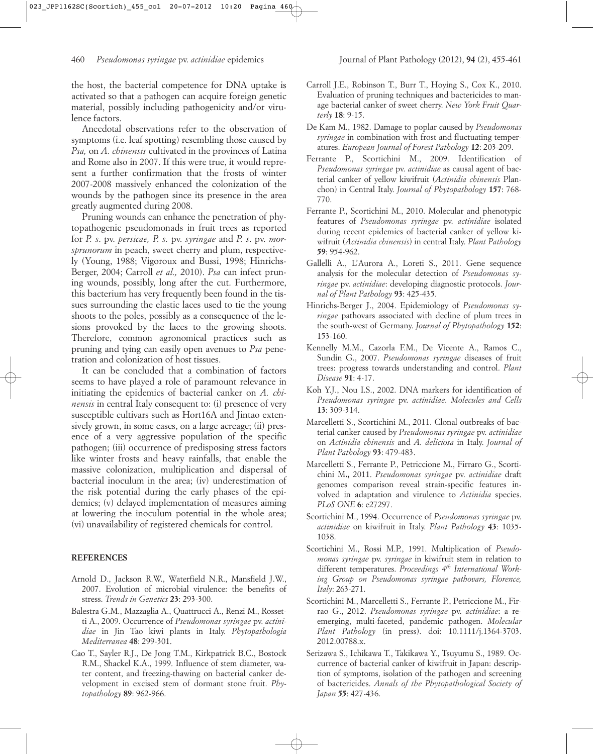the host, the bacterial competence for DNA uptake is activated so that a pathogen can acquire foreign genetic material, possibly including pathogenicity and/or virulence factors.

Anecdotal observations refer to the observation of symptoms (i.e. leaf spotting) resembling those caused by *Psa,* on *A. chinensis* cultivated in the provinces of Latina and Rome also in 2007. If this were true, it would represent a further confirmation that the frosts of winter 2007-2008 massively enhanced the colonization of the wounds by the pathogen since its presence in the area greatly augmented during 2008.

Pruning wounds can enhance the penetration of phytopathogenic pseudomonads in fruit trees as reported for *P. s.* pv. *persicae, P. s.* pv. *syringae* and *P. s.* pv. *morsprunorum* in peach, sweet cherry and plum, respectively (Young, 1988; Vigoroux and Bussi, 1998; Hinrichs-Berger, 2004; Carroll *et al.,* 2010). *Psa* can infect pruning wounds, possibly, long after the cut. Furthermore, this bacterium has very frequently been found in the tissues surrounding the elastic laces used to tie the young shoots to the poles, possibly as a consequence of the lesions provoked by the laces to the growing shoots. Therefore, common agronomical practices such as pruning and tying can easily open avenues to *Psa* penetration and colonization of host tissues.

It can be concluded that a combination of factors seems to have played a role of paramount relevance in initiating the epidemics of bacterial canker on *A. chinensis* in central Italy consequent to: (i) presence of very susceptible cultivars such as Hort16A and Jintao extensively grown, in some cases, on a large acreage; (ii) presence of a very aggressive population of the specific pathogen; (iii) occurrence of predisposing stress factors like winter frosts and heavy rainfalls, that enable the massive colonization, multiplication and dispersal of bacterial inoculum in the area; (iv) underestimation of the risk potential during the early phases of the epidemics; (v) delayed implementation of measures aiming at lowering the inoculum potential in the whole area; (vi) unavailability of registered chemicals for control.

## REFERENCES

Arnold D., Jackson R.W., Waterfield N.R., Mansfield J.W., 2007. Evolution of microbial virulence: the benefits of stress. *Trends in Genetics* **23**: 293-300.

Balestra G.M., Mazzaglia A., Quattrucci A., Renzi M., Rossetti A., 2009. Occurrence of *Pseudomonas syringae* pv. *actinidiae* in Jin Tao kiwi plants in Italy. *Phytopathologia Mediterranea* **48**: 299-301.

Cao T., Sayler R.J., De Jong T.M., Kirkpatrick B.C., Bostock R.M., Shackel K.A., 1999. Influence of stem diameter, water content, and freezing-thawing on bacterial canker development in excised stem of dormant stone fruit. *Phytopathology* **89**: 962-966.

Carroll J.E., Robinson T., Burr T., Hoying S., Cox K., 2010. Evaluation of pruning techniques and bactericides to manage bacterial canker of sweet cherry. *New York Fruit Quarterly* **18**: 9-15.

De Kam M., 1982. Damage to poplar caused by *Pseudomonas syringae* in combination with frost and fluctuating temperatures. *European Journal of Forest Pathology* **12**: 203-209.

Ferrante P., Scortichini M., 2009. Identification of *Pseudomonas syringae* pv. *actinidiae* as causal agent of bacterial canker of yellow kiwifruit (*Actinidia chinensis* Planchon) in Central Italy. *Journal of Phytopathology* **157**: 768-770.

Ferrante P., Scortichini M., 2010. Molecular and phenotypic features of *Pseudomonas syringae* pv. *actinidiae* isolated during recent epidemics of bacterial canker of yellow kiwifruit (*Actinidia chinensis*) in central Italy. *Plant Pathology* **59**: 954-962.

Gallelli A., L'Aurora A., Loreti S., 2011. Gene sequence analysis for the molecular detection of *Pseudomonas syringae* pv. *actinidiae*: developing diagnostic protocols. *Journal of Plant Pathology* **93**: 425-435.

Hinrichs-Berger J., 2004. Epidemiology of *Pseudomonas syringae* pathovars associated with decline of plum trees in the south-west of Germany. *Journal of Phytopathology* **152**: 153-160.

Kennelly M.M., Cazorla F.M., De Vicente A., Ramos C., Sundin G., 2007. *Pseudomonas syringae* diseases of fruit trees: progress towards understanding and control. *Plant Disease* **91**: 4-17.

Koh Y.J., Nou I.S., 2002. DNA markers for identification of *Pseudomonas syringae* pv. *actinidiae*. *Molecules and Cells* **13**: 309-314.

Marcelletti S., Scortichini M., 2011. Clonal outbreaks of bacterial canker caused by *Pseudomonas syringae* pv. *actinidiae* on *Actinidia chinensis* and *A. deliciosa* in Italy. *Journal of Plant Pathology* **93**: 479-483.

Marcelletti S., Ferrante P., Petriccione M., Firraro G., Scortichini M.**,** 2011. *Pseudomonas syringae* pv. *actinidiae* draft genomes comparison reveal strain-specific features involved in adaptation and virulence to *Actinidia* species. *PLoS ONE* **6**: e27297.

Scortichini M., 1994. Occurrence of *Pseudomonas syringae* pv. *actinidiae* on kiwifruit in Italy. *Plant Pathology* **43**: 1035-1038.

Scortichini M., Rossi M.P., 1991. Multiplication of *Pseudomonas syringae* pv. *syringae* in kiwifruit stem in relation to different temperatures. *Proceedings 4th International Working Group on Pseudomonas syringae pathovars, Florence, Italy*: 263-271.

Scortichini M., Marcelletti S., Ferrante P., Petriccione M., Firrao G., 2012. *Pseudomonas syringae* pv. *actinidiae*: a re-emerging, multi-faceted, pandemic pathogen. *Molecular Plant Pathology* (in press). doi: 10.1111/j.1364-3703.2012.00788.x.

Serizawa S., Ichikawa T., Takikawa Y., Tsuyumu S., 1989. Occurrence of bacterial canker of kiwifruit in Japan: description of symptoms, isolation of the pathogen and screening of bactericides. *Annals of the Phytopathological Society of Japan* **55**: 427-436.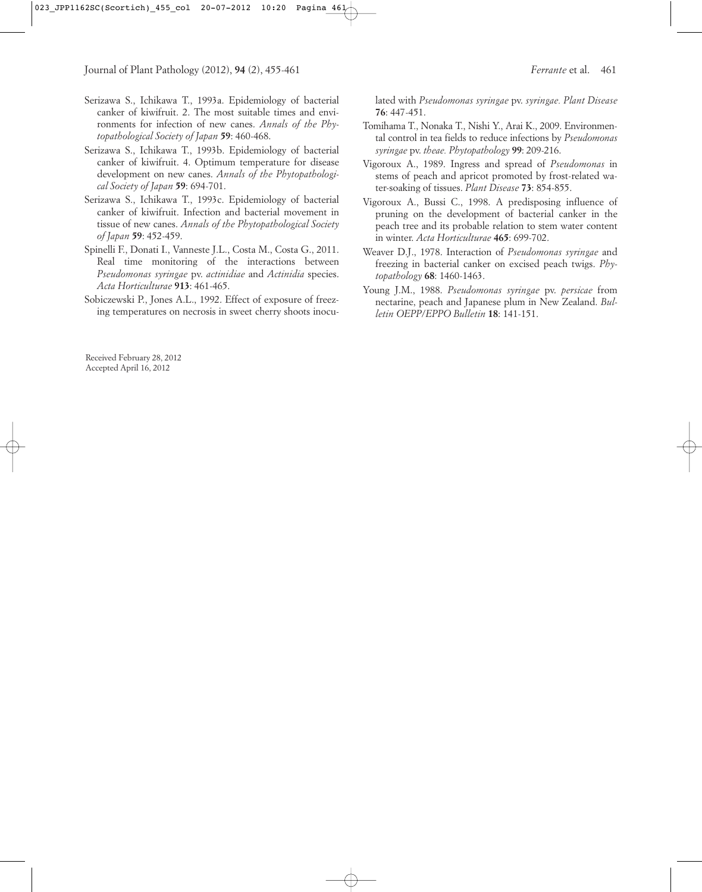Serizawa S., Ichikawa T., 1993a. Epidemiology of bacterial canker of kiwifruit. 2. The most suitable times and environments for infection of new canes. *Annals of the Phytopathological Society of Japan* **59**: 460-468.

Serizawa S., Ichikawa T., 1993b. Epidemiology of bacterial canker of kiwifruit. 4. Optimum temperature for disease development on new canes. *Annals of the Phytopathological Society of Japan* **59**: 694-701.

Serizawa S., Ichikawa T., 1993c. Epidemiology of bacterial canker of kiwifruit. Infection and bacterial movement in tissue of new canes. *Annals of the Phytopathological Society of Japan* **59**: 452-459.

Spinelli F., Donati I., Vanneste J.L., Costa M., Costa G., 2011. Real time monitoring of the interactions between *Pseudomonas syringae* pv. *actinidiae* and *Actinidia* species. *Acta Horticulturae* **913**: 461-465.

Sobiczewski P., Jones A.L., 1992. Effect of exposure of freezing temperatures on necrosis in sweet cherry shoots inoculated with *Pseudomonas syringae* pv. *syringae. Plant Disease* **76**: 447-451.

Tomihama T., Nonaka T., Nishi Y., Arai K., 2009. Environmental control in tea fields to reduce infections by *Pseudomonas syringae* pv. *theae. Phytopathology* **99**: 209-216.

Vigoroux A., 1989. Ingress and spread of *Pseudomonas* in stems of peach and apricot promoted by frost-related water-soaking of tissues. *Plant Disease* **73**: 854-855.

Vigoroux A., Bussi C., 1998. A predisposing influence of pruning on the development of bacterial canker in the peach tree and its probable relation to stem water content in winter. *Acta Horticulturae* **465**: 699-702.

Weaver D.J., 1978. Interaction of *Pseudomonas syringae* and freezing in bacterial canker on excised peach twigs. *Phytopathology* **68**: 1460-1463.

Young J.M., 1988. *Pseudomonas syringae* pv. *persicae* from nectarine, peach and Japanese plum in New Zealand. *Bulletin OEPP/EPPO Bulletin* **18**: 141-151.

Received February 28, 2012
Accepted April 16, 2012